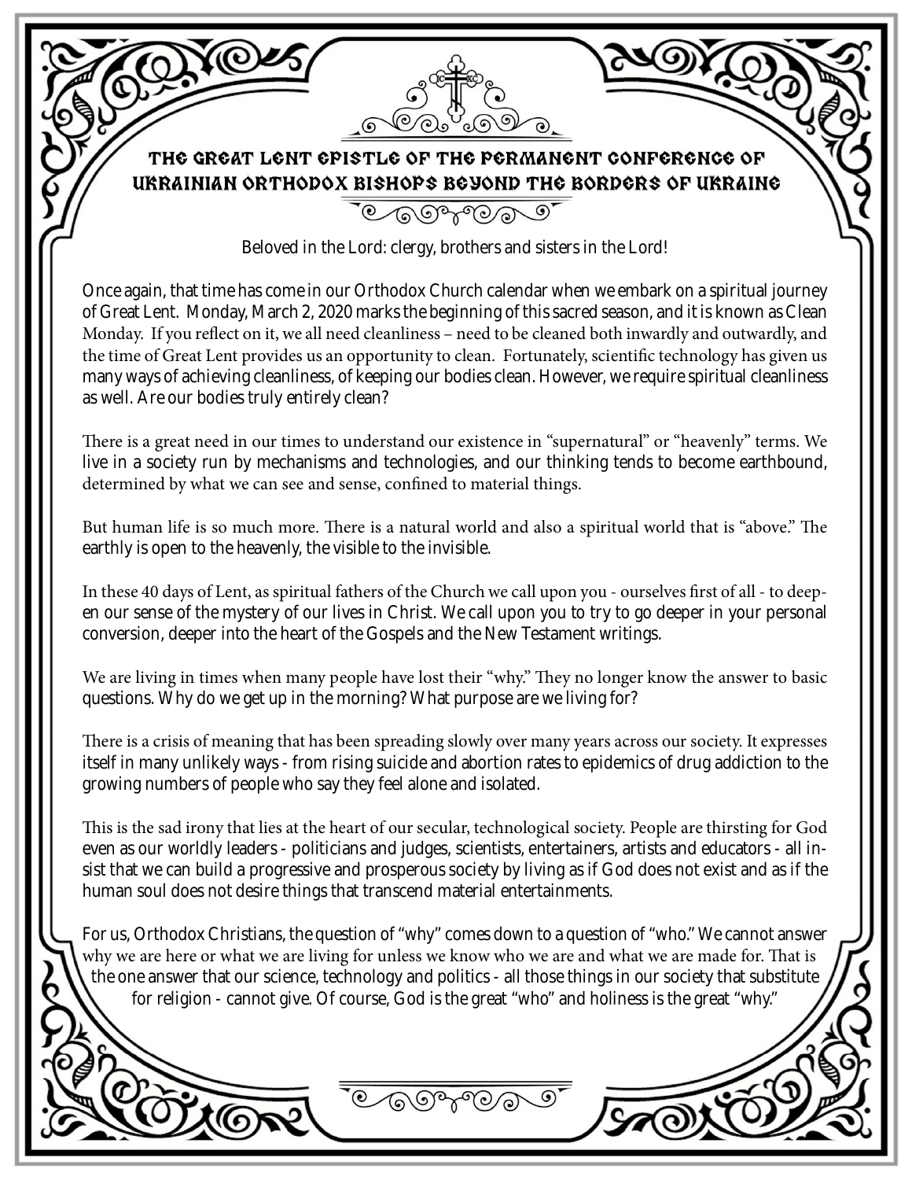# The Great Lent Epistle of the Permanent Conference of Ukrainian Orthodox Bishops Beyond the Borders of Ukraine

Beloved in the Lord: clergy, brothers and sisters in the Lord!

Once again, that time has come in our Orthodox Church calendar when we embark on a spiritual journey of Great Lent. Monday, March 2, 2020 marks the beginning of this sacred season, and it is known as Clean Monday. If you reflect on it, we all need cleanliness – need to be cleaned both inwardly and outwardly, and the time of Great Lent provides us an opportunity to clean. Fortunately, scientific technology has given us many ways of achieving cleanliness, of keeping our bodies clean. However, we require spiritual cleanliness as well. Are our bodies truly entirely clean?

There is a great need in our times to understand our existence in "supernatural" or "heavenly" terms. We live in a society run by mechanisms and technologies, and our thinking tends to become earthbound, determined by what we can see and sense, confined to material things.

But human life is so much more. There is a natural world and also a spiritual world that is "above." The earthly is open to the heavenly, the visible to the invisible.

In these 40 days of Lent, as spiritual fathers of the Church we call upon you - ourselves first of all - to deepen our sense of the mystery of our lives in Christ. We call upon you to try to go deeper in your personal conversion, deeper into the heart of the Gospels and the New Testament writings.

We are living in times when many people have lost their "why." They no longer know the answer to basic questions. Why do we get up in the morning? What purpose are we living for?

There is a crisis of meaning that has been spreading slowly over many years across our society. It expresses itself in many unlikely ways - from rising suicide and abortion rates to epidemics of drug addiction to the growing numbers of people who say they feel alone and isolated.

This is the sad irony that lies at the heart of our secular, technological society. People are thirsting for God even as our worldly leaders - politicians and judges, scientists, entertainers, artists and educators - all insist that we can build a progressive and prosperous society by living as if God does not exist and as if the human soul does not desire things that transcend material entertainments.

For us, Orthodox Christians, the question of "why" comes down to a question of "who." We cannot answer why we are here or what we are living for unless we know who we are and what we are made for. That is the one answer that our science, technology and politics - all those things in our society that substitute for religion - cannot give. Of course, God is the great "who" and holiness is the great "why."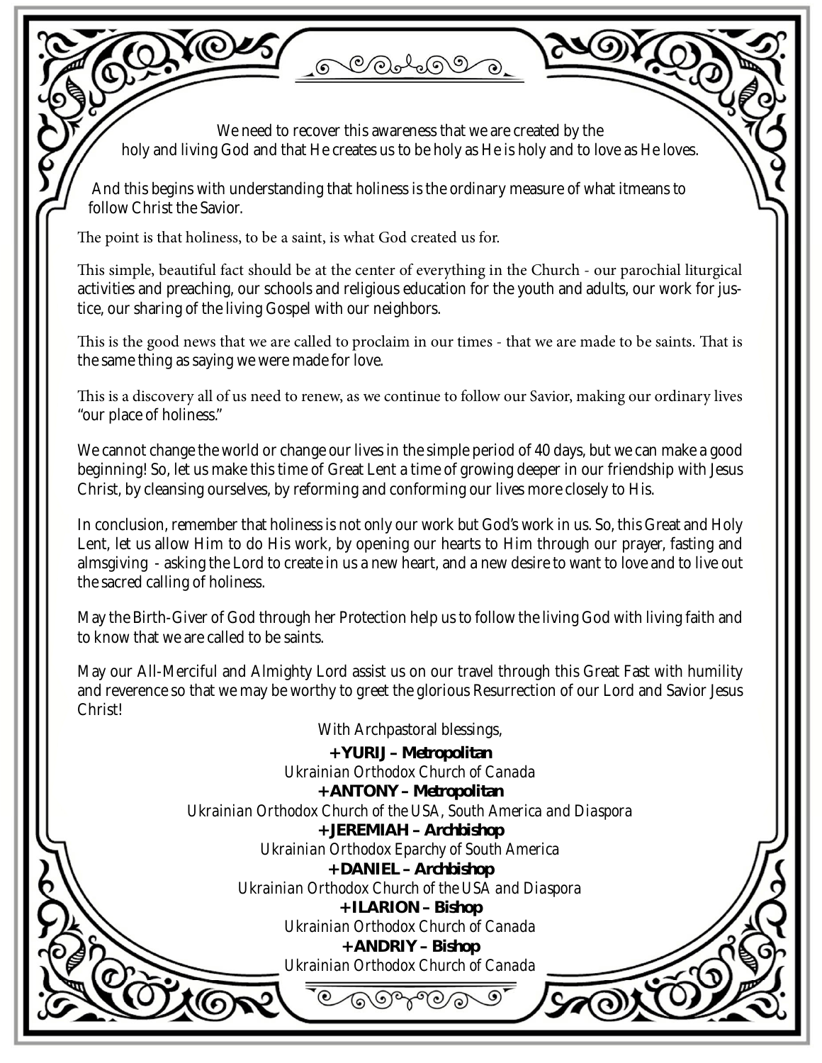We need to recover this awareness that we are created by the holy and living God and that He creates us to be holy as He is holy and to love as He loves.

And this begins with understanding that holiness is the ordinary measure of what itmeans to follow Christ the Savior.

The point is that holiness, to be a saint, is what God created us for.

This simple, beautiful fact should be at the center of everything in the Church - our parochial liturgical activities and preaching, our schools and religious education for the youth and adults, our work for justice, our sharing of the living Gospel with our neighbors.

This is the good news that we are called to proclaim in our times - that we are made to be saints. That is the same thing as saying we were made for love.

This is a discovery all of us need to renew, as we continue to follow our Savior, making our ordinary lives "our place of holiness."

We cannot change the world or change our lives in the simple period of 40 days, but we can make a good beginning! So, let us make this time of Great Lent a time of growing deeper in our friendship with Jesus Christ, by cleansing ourselves, by reforming and conforming our lives more closely to His.

In conclusion, remember that holiness is not only our work but God's work in us. So, this Great and Holy Lent, let us allow Him to do His work, by opening our hearts to Him through our prayer, fasting and almsgiving - asking the Lord to create in us a new heart, and a new desire to want to love and to live out the sacred calling of holiness.

May the Birth-Giver of God through her Protection help us to follow the living God with living faith and to know that we are called to be saints.

May our All-Merciful and Almighty Lord assist us on our travel through this Great Fast with humility and reverence so that we may be worthy to greet the glorious Resurrection of our Lord and Savior Jesus Christ!

With Archpastoral blessings,

**+YURIJ – Metropolitan**
*Ukrainian Orthodox Church of Canada*

**+ANTONY – Metropolitan**
*Ukrainian Orthodox Church of the USA, South America and Diaspora*

**+JEREMIAH – Archbishop**
*Ukrainian Orthodox Eparchy of South America*

**+DANIEL – Archbishop**
*Ukrainian Orthodox Church of the USA and Diaspora*

**+ILARION – Bishop**
*Ukrainian Orthodox Church of Canada*

**+ANDRIY – Bishop**
*Ukrainian Orthodox Church of Canada*